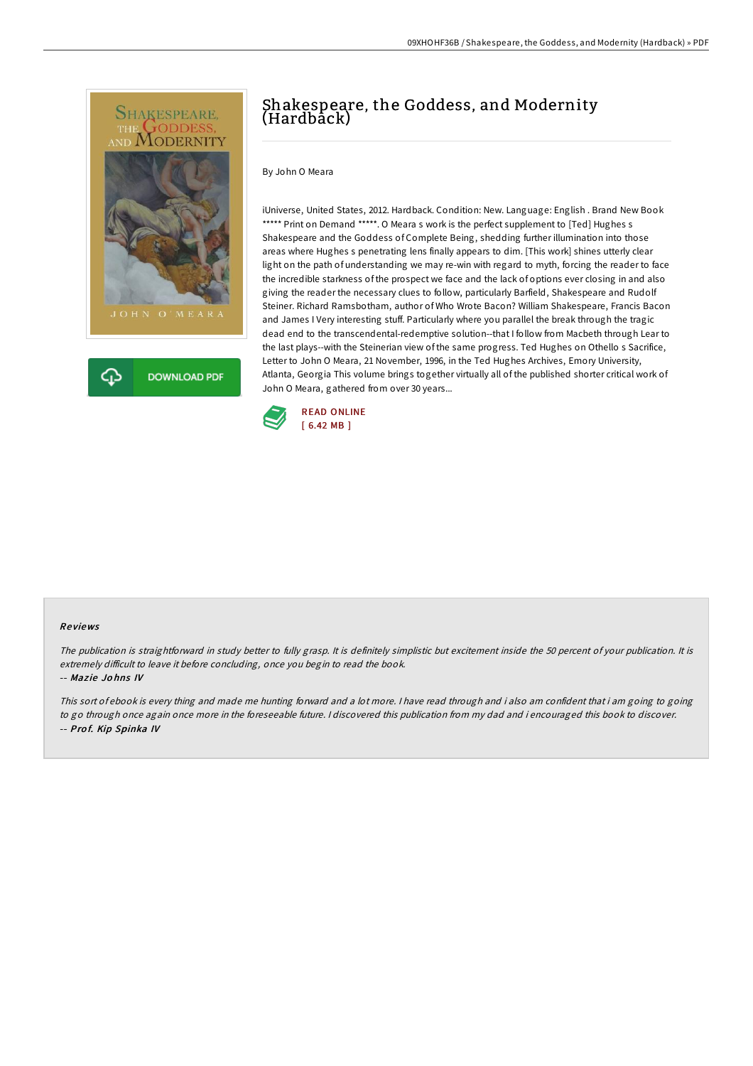# Shakespeare, the Goddess, and Modernity (Hardback)

By John O Meara

iUniverse, United States, 2012. Hardback. Condition: New. Language: English . Brand New Book ***** Print on Demand *****. O Meara s work is the perfect supplement to [Ted] Hughes s Shakespeare and the Goddess of Complete Being, shedding further illumination into those areas where Hughes s penetrating lens finally appears to dim. [This work] shines utterly clear light on the path of understanding we may re-win with regard to myth, forcing the reader to face the incredible starkness of the prospect we face and the lack of options ever closing in and also giving the reader the necessary clues to follow, particularly Barfield, Shakespeare and Rudolf Steiner. Richard Ramsbotham, author of Who Wrote Bacon? William Shakespeare, Francis Bacon and James I Very interesting stuff. Particularly where you parallel the break through the tragic dead end to the transcendental-redemptive solution--that I follow from Macbeth through Lear to the last plays--with the Steinerian view of the same progress. Ted Hughes on Othello s Sacrifice, Letter to John O Meara, 21 November, 1996, in the Ted Hughes Archives, Emory University, Atlanta, Georgia This volume brings together virtually all of the published shorter critical work of John O Meara, gathered from over 30 years...

READ ONLINE
[ 6.42 MB ]

## Reviews

*The publication is straightforward in study better to fully grasp. It is definitely simplistic but excitement inside the 50 percent of your publication. It is extremely difficult to leave it before concluding, once you begin to read the book.*

-- *Mazie Johns IV*

*This sort of ebook is every thing and made me hunting forward and a lot more. I have read through and i also am confident that i am going to going to go through once again once more in the foreseeable future. I discovered this publication from my dad and i encouraged this book to discover.*

-- *Prof. Kip Spinka IV*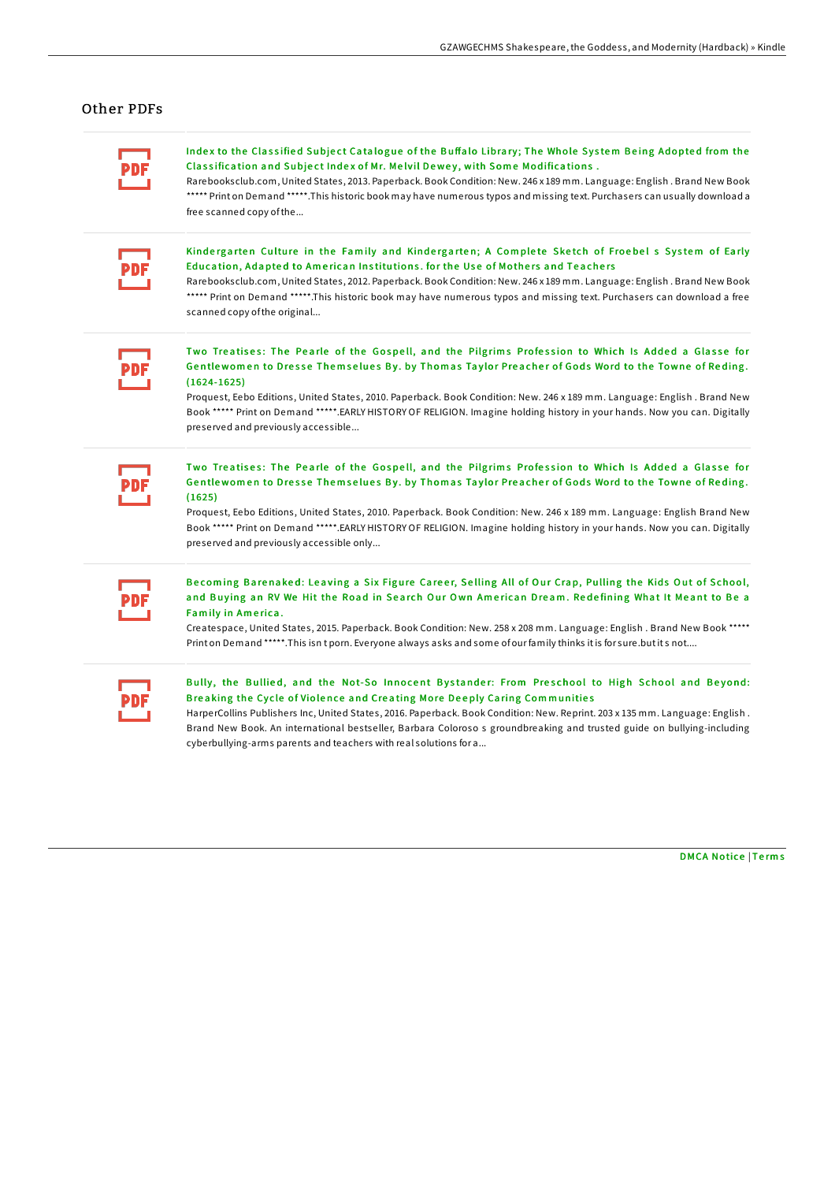## Other PDFs

**Index to the Classified Subject Catalogue of the Buffalo Library; The Whole System Being Adopted from the Classification and Subject Index of Mr. Melvil Dewey, with Some Modifications .**

Rarebooksclub.com, United States, 2013. Paperback. Book Condition: New. 246 x 189 mm. Language: English . Brand New Book ***** Print on Demand *****.This historic book may have numerous typos and missing text. Purchasers can usually download a free scanned copy of the...

**Kindergarten Culture in the Family and Kindergarten; A Complete Sketch of Froebel s System of Early Education, Adapted to American Institutions. for the Use of Mothers and Teachers**

Rarebooksclub.com, United States, 2012. Paperback. Book Condition: New. 246 x 189 mm. Language: English . Brand New Book ***** Print on Demand *****.This historic book may have numerous typos and missing text. Purchasers can download a free scanned copy of the original...

**Two Treatises: The Pearle of the Gospell, and the Pilgrims Profession to Which Is Added a Glasse for Gentlewomen to Dresse Themselues By. by Thomas Taylor Preacher of Gods Word to the Towne of Reding. (1624-1625)**

Proquest, Eebo Editions, United States, 2010. Paperback. Book Condition: New. 246 x 189 mm. Language: English . Brand New Book ***** Print on Demand *****.EARLY HISTORY OF RELIGION. Imagine holding history in your hands. Now you can. Digitally preserved and previously accessible...

**Two Treatises: The Pearle of the Gospell, and the Pilgrims Profession to Which Is Added a Glasse for Gentlewomen to Dresse Themselues By. by Thomas Taylor Preacher of Gods Word to the Towne of Reding. (1625)**

Proquest, Eebo Editions, United States, 2010. Paperback. Book Condition: New. 246 x 189 mm. Language: English Brand New Book ***** Print on Demand *****.EARLY HISTORY OF RELIGION. Imagine holding history in your hands. Now you can. Digitally preserved and previously accessible only...

**Becoming Barenaked: Leaving a Six Figure Career, Selling All of Our Crap, Pulling the Kids Out of School, and Buying an RV We Hit the Road in Search Our Own American Dream. Redefining What It Meant to Be a Family in America.**

Createspace, United States, 2015. Paperback. Book Condition: New. 258 x 208 mm. Language: English . Brand New Book ***** Print on Demand *****.This isn t porn. Everyone always asks and some of our family thinks it is for sure.but it s not....

**Bully, the Bullied, and the Not-So Innocent Bystander: From Preschool to High School and Beyond: Breaking the Cycle of Violence and Creating More Deeply Caring Communities**

HarperCollins Publishers Inc, United States, 2016. Paperback. Book Condition: New. Reprint. 203 x 135 mm. Language: English . Brand New Book. An international bestseller, Barbara Coloroso s groundbreaking and trusted guide on bullying-including cyberbullying-arms parents and teachers with real solutions for a...